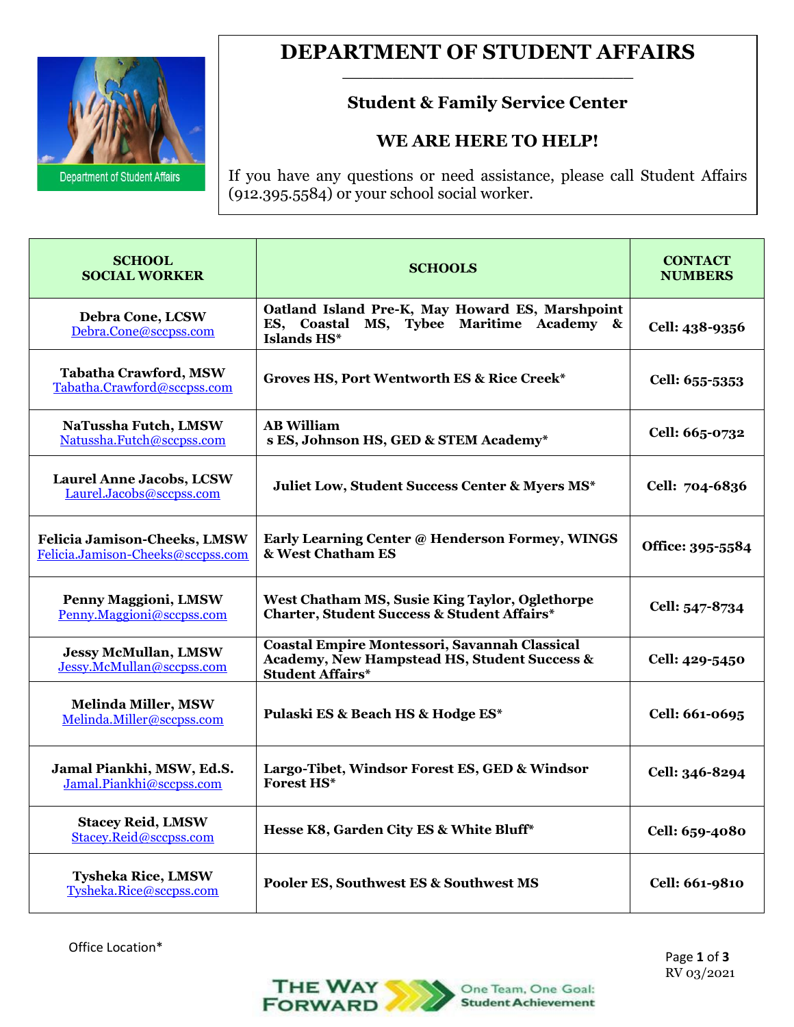# DEPARTMENT OF STUDENT AFFAIRS

## Student & Family Service Center

## WE ARE HERE TO HELP!

If you have any questions or need assistance, please call Student Affairs (912.395.5584) or your school social worker.

| SCHOOL SOCIAL WORKER | SCHOOLS | CONTACT NUMBERS |
|---|---|---|
| **Debra Cone, LCSW** Debra.Cone@sccpss.com | **Oatland Island Pre-K, May Howard ES, Marshpoint ES, Coastal MS, Tybee Maritime Academy & Islands HS*** | **Cell: 438-9356** |
| **Tabatha Crawford, MSW** Tabatha.Crawford@sccpss.com | **Groves HS, Port Wentworth ES & Rice Creek*** | **Cell: 655-5353** |
| **NaTussha Futch, LMSW** Natussha.Futch@sccpss.com | **AB William s ES, Johnson HS, GED & STEM Academy*** | **Cell: 665-0732** |
| **Laurel Anne Jacobs, LCSW** Laurel.Jacobs@sccpss.com | **Juliet Low, Student Success Center & Myers MS*** | **Cell: 704-6836** |
| **Felicia Jamison-Cheeks, LMSW** Felicia.Jamison-Cheeks@sccpss.com | **Early Learning Center @ Henderson Formey, WINGS & West Chatham ES** | **Office: 395-5584** |
| **Penny Maggioni, LMSW** Penny.Maggioni@sccpss.com | **West Chatham MS, Susie King Taylor, Oglethorpe Charter, Student Success & Student Affairs*** | **Cell: 547-8734** |
| **Jessy McMullan, LMSW** Jessy.McMullan@sccpss.com | **Coastal Empire Montessori, Savannah Classical Academy, New Hampstead HS, Student Success & Student Affairs*** | **Cell: 429-5450** |
| **Melinda Miller, MSW** Melinda.Miller@sccpss.com | **Pulaski ES & Beach HS & Hodge ES*** | **Cell: 661-0695** |
| **Jamal Piankhi, MSW, Ed.S.** Jamal.Piankhi@sccpss.com | **Largo-Tibet, Windsor Forest ES, GED & Windsor Forest HS*** | **Cell: 346-8294** |
| **Stacey Reid, LMSW** Stacey.Reid@sccpss.com | **Hesse K8, Garden City ES & White Bluff*** | **Cell: 659-4080** |
| **Tysheka Rice, LMSW** Tysheka.Rice@sccpss.com | **Pooler ES, Southwest ES & Southwest MS** | **Cell: 661-9810** |

Office Location*

RV 03/2021

THE WAY FORWARD — One Team, One Goal: Student Achievement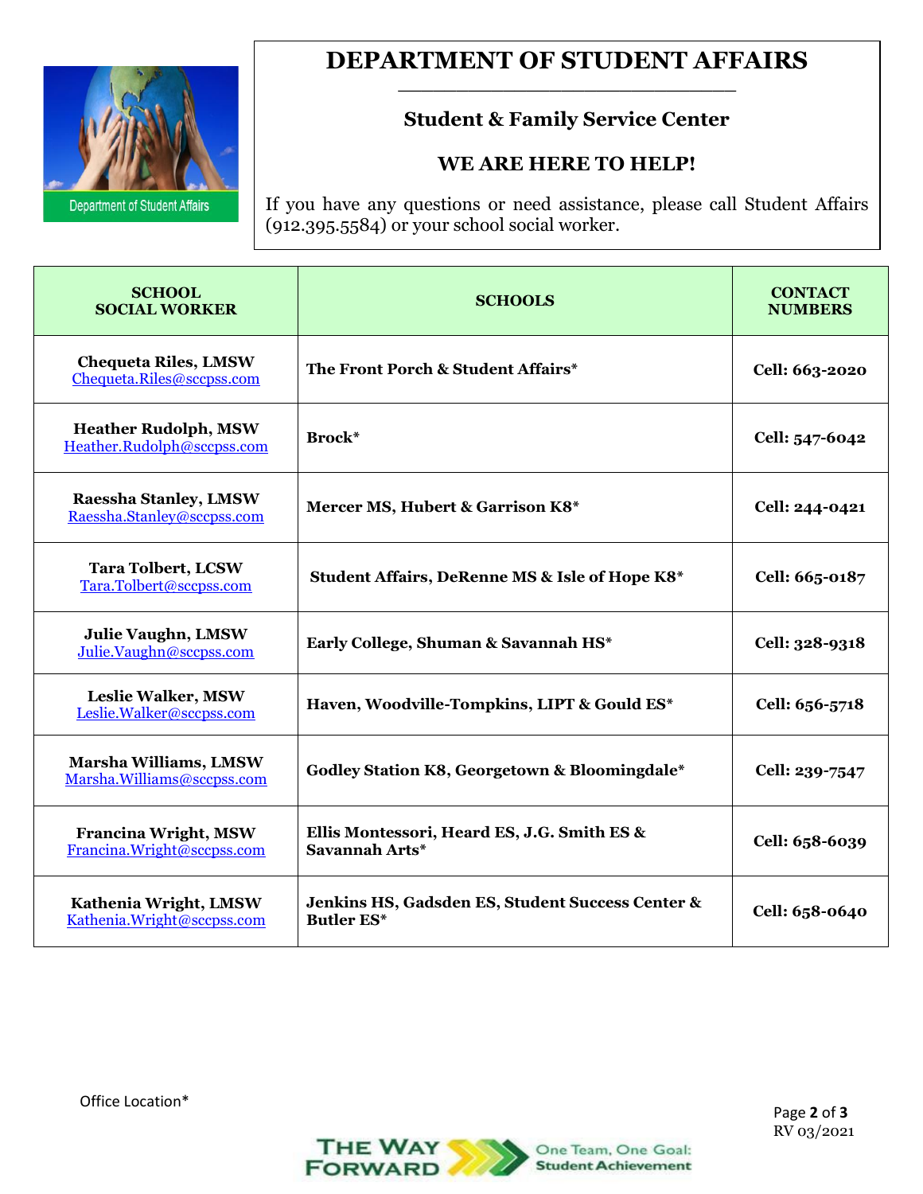# DEPARTMENT OF STUDENT AFFAIRS

## Student & Family Service Center

## WE ARE HERE TO HELP!

If you have any questions or need assistance, please call Student Affairs (912.395.5584) or your school social worker.

| SCHOOL SOCIAL WORKER | SCHOOLS | CONTACT NUMBERS |
|---|---|---|
| **Chequeta Riles, LMSW** Chequeta.Riles@sccpss.com | **The Front Porch & Student Affairs*** | **Cell: 663-2020** |
| **Heather Rudolph, MSW** Heather.Rudolph@sccpss.com | **Brock*** | **Cell: 547-6042** |
| **Raessha Stanley, LMSW** Raessha.Stanley@sccpss.com | **Mercer MS, Hubert & Garrison K8*** | **Cell: 244-0421** |
| **Tara Tolbert, LCSW** Tara.Tolbert@sccpss.com | **Student Affairs, DeRenne MS & Isle of Hope K8*** | **Cell: 665-0187** |
| **Julie Vaughn, LMSW** Julie.Vaughn@sccpss.com | **Early College, Shuman & Savannah HS*** | **Cell: 328-9318** |
| **Leslie Walker, MSW** Leslie.Walker@sccpss.com | **Haven, Woodville-Tompkins, LIPT & Gould ES*** | **Cell: 656-5718** |
| **Marsha Williams, LMSW** Marsha.Williams@sccpss.com | **Godley Station K8, Georgetown & Bloomingdale*** | **Cell: 239-7547** |
| **Francina Wright, MSW** Francina.Wright@sccpss.com | **Ellis Montessori, Heard ES, J.G. Smith ES & Savannah Arts*** | **Cell: 658-6039** |
| **Kathenia Wright, LMSW** Kathenia.Wright@sccpss.com | **Jenkins HS, Gadsden ES, Student Success Center & Butler ES*** | **Cell: 658-0640** |

Office Location*

RV 03/2021

THE WAY FORWARD — One Team, One Goal: Student Achievement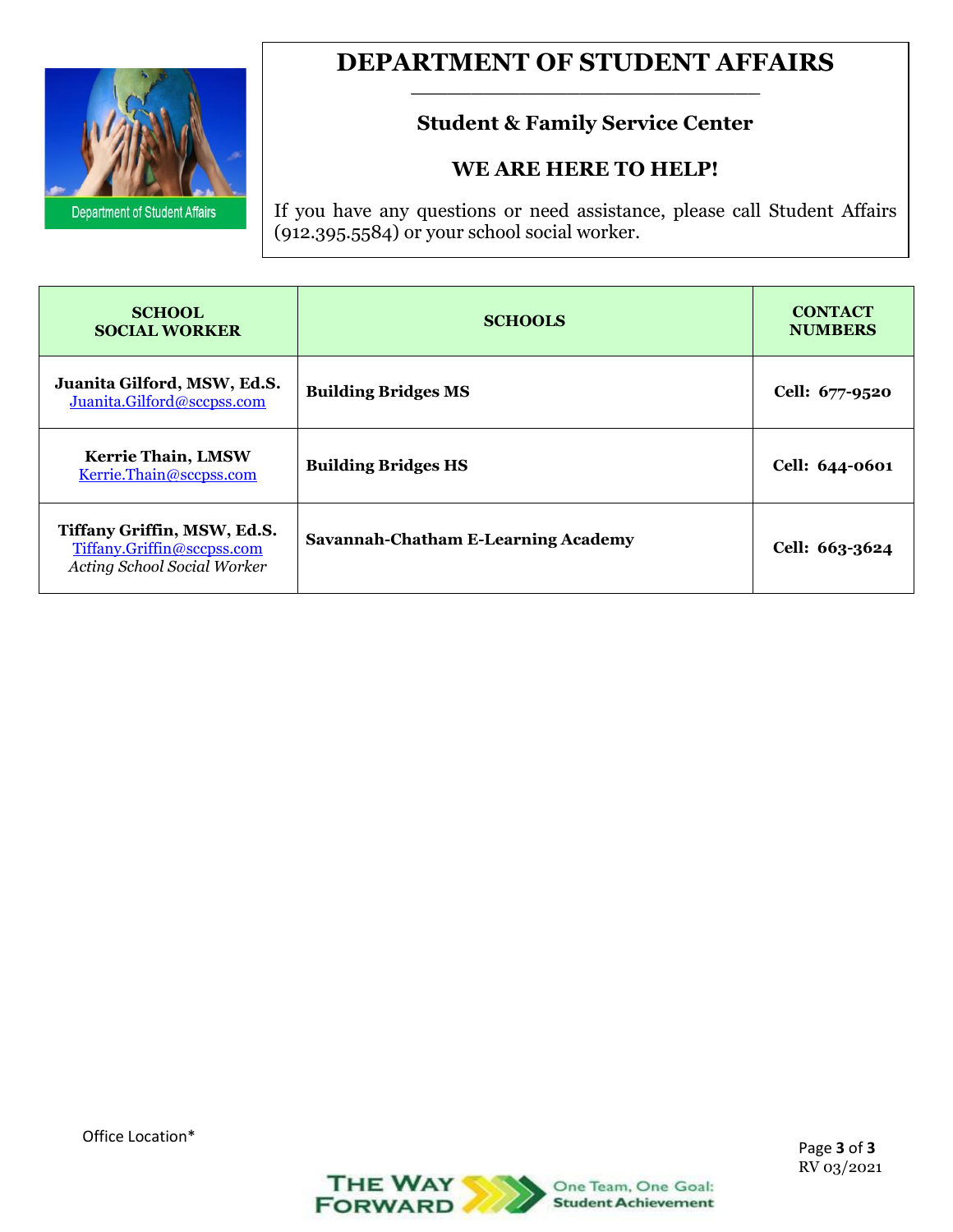# DEPARTMENT OF STUDENT AFFAIRS

## Student & Family Service Center

## WE ARE HERE TO HELP!

If you have any questions or need assistance, please call Student Affairs (912.395.5584) or your school social worker.

| SCHOOL SOCIAL WORKER | SCHOOLS | CONTACT NUMBERS |
|---|---|---|
| **Juanita Gilford, MSW, Ed.S.** Juanita.Gilford@sccpss.com | **Building Bridges MS** | **Cell: 677-9520** |
| **Kerrie Thain, LMSW** Kerrie.Thain@sccpss.com | **Building Bridges HS** | **Cell: 644-0601** |
| **Tiffany Griffin, MSW, Ed.S.** Tiffany.Griffin@sccpss.com *Acting School Social Worker* | **Savannah-Chatham E-Learning Academy** | **Cell: 663-3624** |

Office Location*

RV 03/2021